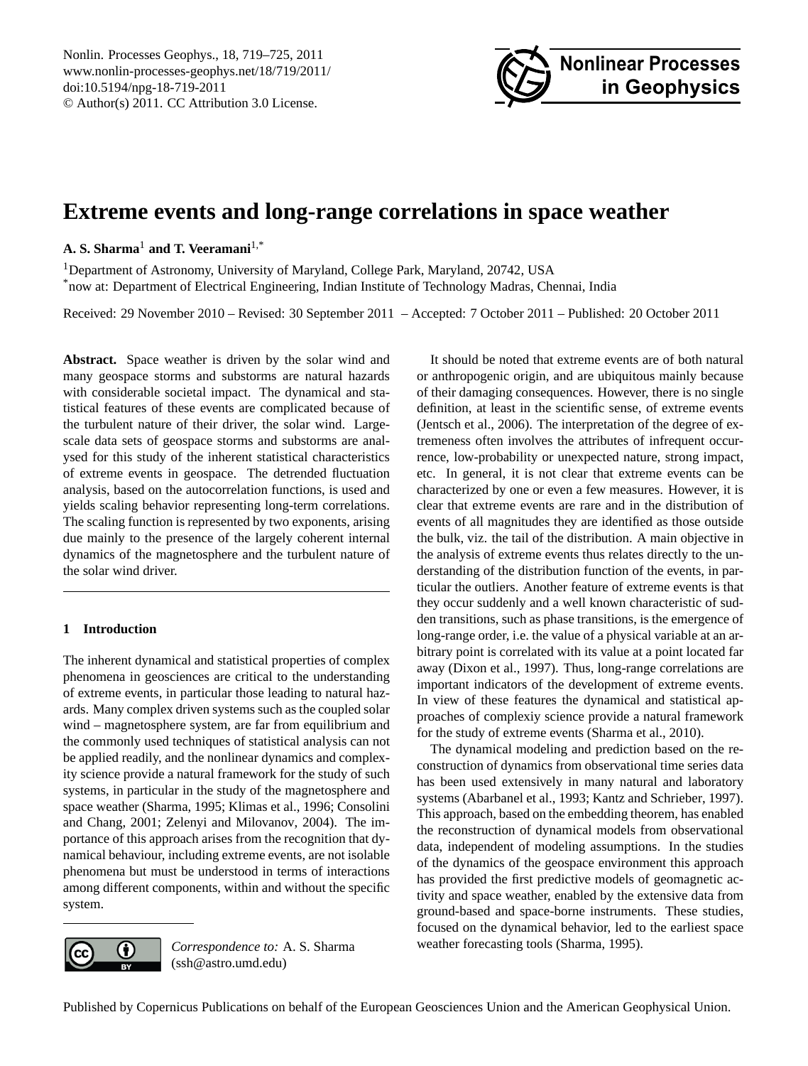# Extreme events and long-range correlations in space weather

**A. S. Sharma**[1] **and T. Veeramani**[1,*]

[1]Department of Astronomy, University of Maryland, College Park, Maryland, 20742, USA
[*]now at: Department of Electrical Engineering, Indian Institute of Technology Madras, Chennai, India

Received: 29 November 2010 – Revised: 30 September 2011 – Accepted: 7 October 2011 – Published: 20 October 2011

**Abstract.** Space weather is driven by the solar wind and many geospace storms and substorms are natural hazards with considerable societal impact. The dynamical and statistical features of these events are complicated because of the turbulent nature of their driver, the solar wind. Large-scale data sets of geospace storms and substorms are analysed for this study of the inherent statistical characteristics of extreme events in geospace. The detrended fluctuation analysis, based on the autocorrelation functions, is used and yields scaling behavior representing long-term correlations. The scaling function is represented by two exponents, arising due mainly to the presence of the largely coherent internal dynamics of the magnetosphere and the turbulent nature of the solar wind driver.

## 1 Introduction

The inherent dynamical and statistical properties of complex phenomena in geosciences are critical to the understanding of extreme events, in particular those leading to natural hazards. Many complex driven systems such as the coupled solar wind – magnetosphere system, are far from equilibrium and the commonly used techniques of statistical analysis can not be applied readily, and the nonlinear dynamics and complexity science provide a natural framework for the study of such systems, in particular in the study of the magnetosphere and space weather (Sharma, 1995; Klimas et al., 1996; Consolini and Chang, 2001; Zelenyi and Milovanov, 2004). The importance of this approach arises from the recognition that dynamical behaviour, including extreme events, are not isolable phenomena but must be understood in terms of interactions among different components, within and without the specific system.

It should be noted that extreme events are of both natural or anthropogenic origin, and are ubiquitous mainly because of their damaging consequences. However, there is no single definition, at least in the scientific sense, of extreme events (Jentsch et al., 2006). The interpretation of the degree of extremeness often involves the attributes of infrequent occurrence, low-probability or unexpected nature, strong impact, etc. In general, it is not clear that extreme events can be characterized by one or even a few measures. However, it is clear that extreme events are rare and in the distribution of events of all magnitudes they are identified as those outside the bulk, viz. the tail of the distribution. A main objective in the analysis of extreme events thus relates directly to the understanding of the distribution function of the events, in particular the outliers. Another feature of extreme events is that they occur suddenly and a well known characteristic of sudden transitions, such as phase transitions, is the emergence of long-range order, i.e. the value of a physical variable at an arbitrary point is correlated with its value at a point located far away (Dixon et al., 1997). Thus, long-range correlations are important indicators of the development of extreme events. In view of these features the dynamical and statistical approaches of complexiy science provide a natural framework for the study of extreme events (Sharma et al., 2010).

The dynamical modeling and prediction based on the reconstruction of dynamics from observational time series data has been used extensively in many natural and laboratory systems (Abarbanel et al., 1993; Kantz and Schrieber, 1997). This approach, based on the embedding theorem, has enabled the reconstruction of dynamical models from observational data, independent of modeling assumptions. In the studies of the dynamics of the geospace environment this approach has provided the first predictive models of geomagnetic activity and space weather, enabled by the extensive data from ground-based and space-borne instruments. These studies, focused on the dynamical behavior, led to the earliest space weather forecasting tools (Sharma, 1995).

*Correspondence to:* A. S. Sharma (ssh@astro.umd.edu)

Published by Copernicus Publications on behalf of the European Geosciences Union and the American Geophysical Union.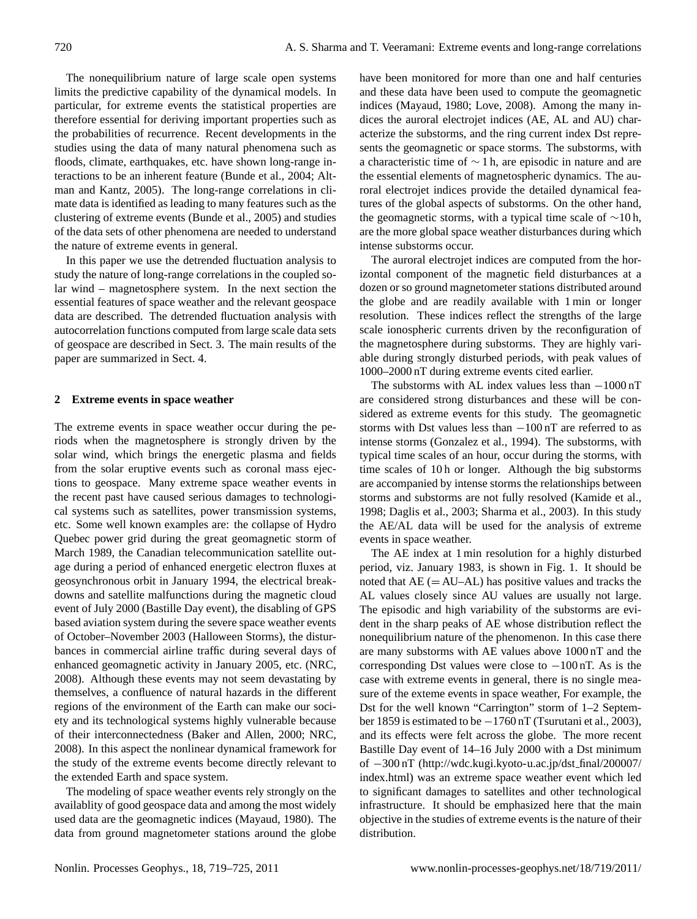The nonequilibrium nature of large scale open systems limits the predictive capability of the dynamical models. In particular, for extreme events the statistical properties are therefore essential for deriving important properties such as the probabilities of recurrence. Recent developments in the studies using the data of many natural phenomena such as floods, climate, earthquakes, etc. have shown long-range interactions to be an inherent feature (Bunde et al., 2004; Altman and Kantz, 2005). The long-range correlations in climate data is identified as leading to many features such as the clustering of extreme events (Bunde et al., 2005) and studies of the data sets of other phenomena are needed to understand the nature of extreme events in general.

In this paper we use the detrended fluctuation analysis to study the nature of long-range correlations in the coupled solar wind – magnetosphere system. In the next section the essential features of space weather and the relevant geospace data are described. The detrended fluctuation analysis with autocorrelation functions computed from large scale data sets of geospace are described in Sect. 3. The main results of the paper are summarized in Sect. 4.

## 2 Extreme events in space weather

The extreme events in space weather occur during the periods when the magnetosphere is strongly driven by the solar wind, which brings the energetic plasma and fields from the solar eruptive events such as coronal mass ejections to geospace. Many extreme space weather events in the recent past have caused serious damages to technological systems such as satellites, power transmission systems, etc. Some well known examples are: the collapse of Hydro Quebec power grid during the great geomagnetic storm of March 1989, the Canadian telecommunication satellite outage during a period of enhanced energetic electron fluxes at geosynchronous orbit in January 1994, the electrical breakdowns and satellite malfunctions during the magnetic cloud event of July 2000 (Bastille Day event), the disabling of GPS based aviation system during the severe space weather events of October–November 2003 (Halloween Storms), the disturbances in commercial airline traffic during several days of enhanced geomagnetic activity in January 2005, etc. (NRC, 2008). Although these events may not seem devastating by themselves, a confluence of natural hazards in the different regions of the environment of the Earth can make our society and its technological systems highly vulnerable because of their interconnectedness (Baker and Allen, 2000; NRC, 2008). In this aspect the nonlinear dynamical framework for the study of the extreme events become directly relevant to the extended Earth and space system.

The modeling of space weather events rely strongly on the availablity of good geospace data and among the most widely used data are the geomagnetic indices (Mayaud, 1980). The data from ground magnetometer stations around the globe have been monitored for more than one and half centuries and these data have been used to compute the geomagnetic indices (Mayaud, 1980; Love, 2008). Among the many indices the auroral electrojet indices (AE, AL and AU) characterize the substorms, and the ring current index Dst represents the geomagnetic or space storms. The substorms, with a characteristic time of $\sim 1$ h, are episodic in nature and are the essential elements of magnetospheric dynamics. The auroral electrojet indices provide the detailed dynamical features of the global aspects of substorms. On the other hand, the geomagnetic storms, with a typical time scale of $\sim$10 h, are the more global space weather disturbances during which intense substorms occur.

The auroral electrojet indices are computed from the horizontal component of the magnetic field disturbances at a dozen or so ground magnetometer stations distributed around the globe and are readily available with 1 min or longer resolution. These indices reflect the strengths of the large scale ionospheric currents driven by the reconfiguration of the magnetosphere during substorms. They are highly variable during strongly disturbed periods, with peak values of 1000–2000 nT during extreme events cited earlier.

The substorms with AL index values less than $-1000$ nT are considered strong disturbances and these will be considered as extreme events for this study. The geomagnetic storms with Dst values less than $-100$ nT are referred to as intense storms (Gonzalez et al., 1994). The substorms, with typical time scales of an hour, occur during the storms, with time scales of 10 h or longer. Although the big substorms are accompanied by intense storms the relationships between storms and substorms are not fully resolved (Kamide et al., 1998; Daglis et al., 2003; Sharma et al., 2003). In this study the AE/AL data will be used for the analysis of extreme events in space weather.

The AE index at 1 min resolution for a highly disturbed period, viz. January 1983, is shown in Fig. 1. It should be noted that AE (= AU–AL) has positive values and tracks the AL values closely since AU values are usually not large. The episodic and high variability of the substorms are evident in the sharp peaks of AE whose distribution reflect the nonequilibrium nature of the phenomenon. In this case there are many substorms with AE values above 1000 nT and the corresponding Dst values were close to $-100$ nT. As is the case with extreme events in general, there is no single measure of the exteme events in space weather, For example, the Dst for the well known "Carrington" storm of 1–2 September 1859 is estimated to be $-1760$ nT (Tsurutani et al., 2003), and its effects were felt across the globe. The more recent Bastille Day event of 14–16 July 2000 with a Dst minimum of $-300$ nT (http://wdc.kugi.kyoto-u.ac.jp/dst_final/200007/index.html) was an extreme space weather event which led to significant damages to satellites and other technological infrastructure. It should be emphasized here that the main objective in the studies of extreme events is the nature of their distribution.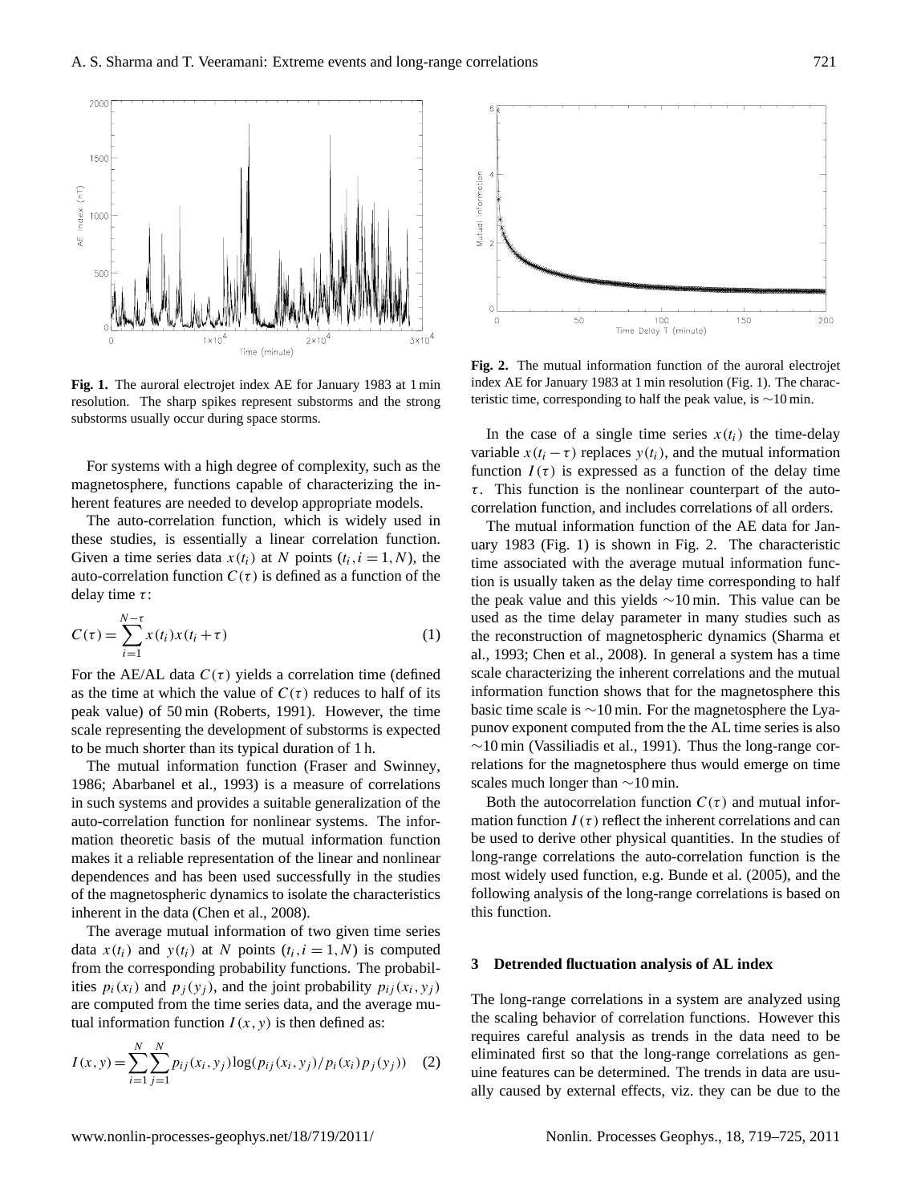**Fig. 1.** The auroral electrojet index AE for January 1983 at 1 min resolution. The sharp spikes represent substorms and the strong substorms usually occur during space storms.

**Fig. 2.** The mutual information function of the auroral electrojet index AE for January 1983 at 1 min resolution (Fig. 1). The characteristic time, corresponding to half the peak value, is ∼10 min.

For systems with a high degree of complexity, such as the magnetosphere, functions capable of characterizing the inherent features are needed to develop appropriate models.

The auto-correlation function, which is widely used in these studies, is essentially a linear correlation function. Given a time series data $x(t_i)$ at $N$ points $(t_i, i = 1, N)$, the auto-correlation function $C(\tau)$ is defined as a function of the delay time $\tau$:

$$C(\tau) = \sum_{i=1}^{N-\tau} x(t_i)x(t_i + \tau) \quad (1)$$

For the AE/AL data $C(\tau)$ yields a correlation time (defined as the time at which the value of $C(\tau)$ reduces to half of its peak value) of 50 min (Roberts, 1991). However, the time scale representing the development of substorms is expected to be much shorter than its typical duration of 1 h.

The mutual information function (Fraser and Swinney, 1986; Abarbanel et al., 1993) is a measure of correlations in such systems and provides a suitable generalization of the auto-correlation function for nonlinear systems. The information theoretic basis of the mutual information function makes it a reliable representation of the linear and nonlinear dependences and has been used successfully in the studies of the magnetospheric dynamics to isolate the characteristics inherent in the data (Chen et al., 2008).

The average mutual information of two given time series data $x(t_i)$ and $y(t_i)$ at $N$ points $(t_i, i = 1, N)$ is computed from the corresponding probability functions. The probabilities $p_i(x_i)$ and $p_j(y_j)$, and the joint probability $p_{ij}(x_i, y_j)$ are computed from the time series data, and the average mutual information function $I(x, y)$ is then defined as:

$$I(x,y) = \sum_{i=1}^{N}\sum_{j=1}^{N} p_{ij}(x_i,y_j)\log(p_{ij}(x_i,y_j)/p_i(x_i)p_j(y_j)) \quad (2)$$

In the case of a single time series $x(t_i)$ the time-delay variable $x(t_i - \tau)$ replaces $y(t_i)$, and the mutual information function $I(\tau)$ is expressed as a function of the delay time $\tau$. This function is the nonlinear counterpart of the auto-correlation function, and includes correlations of all orders.

The mutual information function of the AE data for January 1983 (Fig. 1) is shown in Fig. 2. The characteristic time associated with the average mutual information function is usually taken as the delay time corresponding to half the peak value and this yields ∼10 min. This value can be used as the time delay parameter in many studies such as the reconstruction of magnetospheric dynamics (Sharma et al., 1993; Chen et al., 2008). In general a system has a time scale characterizing the inherent correlations and the mutual information function shows that for the magnetosphere this basic time scale is ∼10 min. For the magnetosphere the Lyapunov exponent computed from the the AL time series is also ∼10 min (Vassiliadis et al., 1991). Thus the long-range correlations for the magnetosphere thus would emerge on time scales much longer than ∼10 min.

Both the autocorrelation function $C(\tau)$ and mutual information function $I(\tau)$ reflect the inherent correlations and can be used to derive other physical quantities. In the studies of long-range correlations the auto-correlation function is the most widely used function, e.g. Bunde et al. (2005), and the following analysis of the long-range correlations is based on this function.

## 3 Detrended fluctuation analysis of AL index

The long-range correlations in a system are analyzed using the scaling behavior of correlation functions. However this requires careful analysis as trends in the data need to be eliminated first so that the long-range correlations as genuine features can be determined. The trends in data are usually caused by external effects, viz. they can be due to the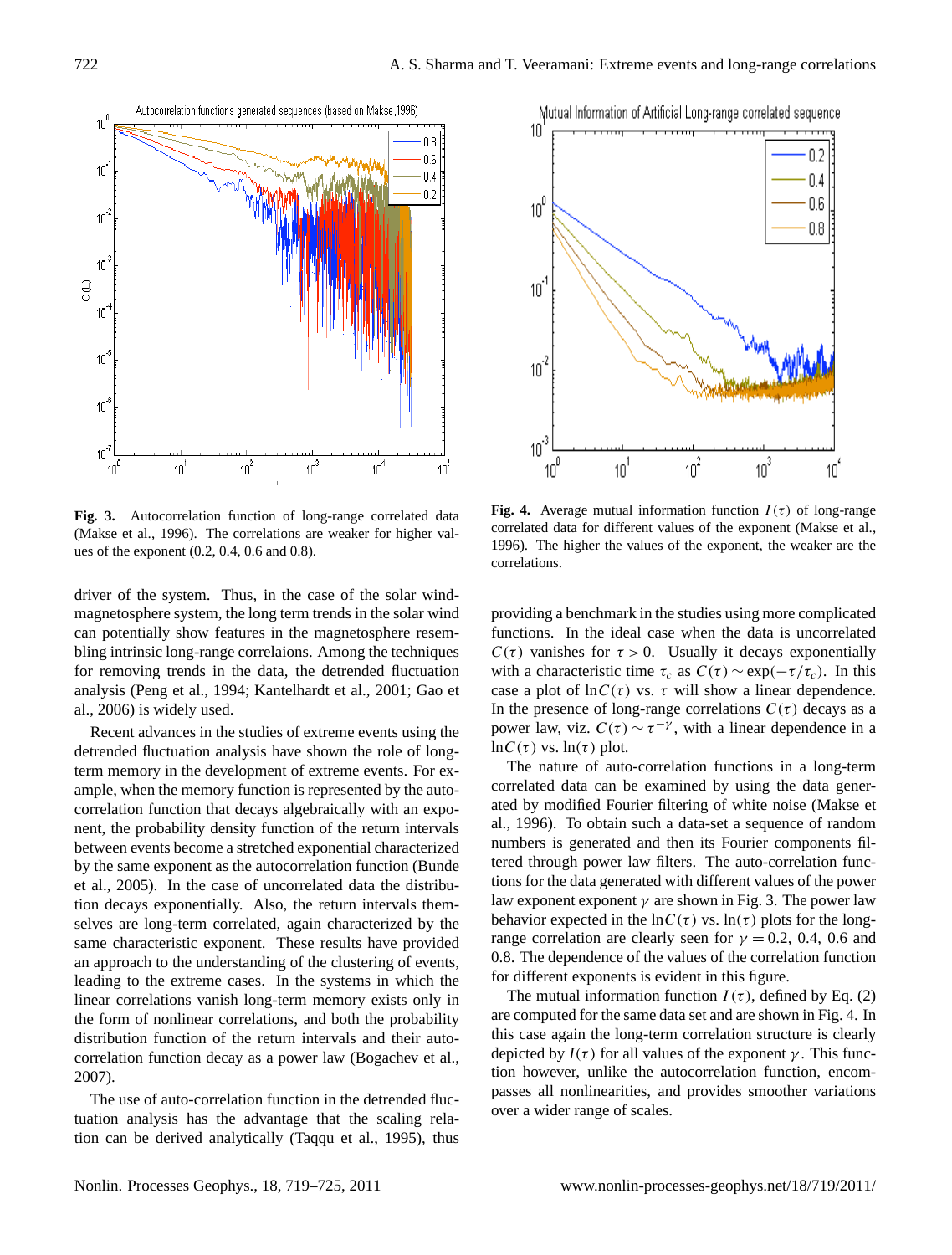**Fig. 3.** Autocorrelation function of long-range correlated data (Makse et al., 1996). The correlations are weaker for higher values of the exponent (0.2, 0.4, 0.6 and 0.8).

**Fig. 4.** Average mutual information function $I(\tau)$ of long-range correlated data for different values of the exponent (Makse et al., 1996). The higher the values of the exponent, the weaker are the correlations.

driver of the system. Thus, in the case of the solar wind-magnetosphere system, the long term trends in the solar wind can potentially show features in the magnetosphere resembling intrinsic long-range correlaions. Among the techniques for removing trends in the data, the detrended fluctuation analysis (Peng et al., 1994; Kantelhardt et al., 2001; Gao et al., 2006) is widely used.

Recent advances in the studies of extreme events using the detrended fluctuation analysis have shown the role of long-term memory in the development of extreme events. For example, when the memory function is represented by the autocorrelation function that decays algebraically with an exponent, the probability density function of the return intervals between events become a stretched exponential characterized by the same exponent as the autocorrelation function (Bunde et al., 2005). In the case of uncorrelated data the distribution decays exponentially. Also, the return intervals themselves are long-term correlated, again characterized by the same characteristic exponent. These results have provided an approach to the understanding of the clustering of events, leading to the extreme cases. In the systems in which the linear correlations vanish long-term memory exists only in the form of nonlinear correlations, and both the probability distribution function of the return intervals and their autocorrelation function decay as a power law (Bogachev et al., 2007).

The use of auto-correlation function in the detrended fluctuation analysis has the advantage that the scaling relation can be derived analytically (Taqqu et al., 1995), thus providing a benchmark in the studies using more complicated functions. In the ideal case when the data is uncorrelated $C(\tau)$ vanishes for $\tau > 0$. Usually it decays exponentially with a characteristic time $\tau_c$ as $C(\tau) \sim \exp(-\tau/\tau_c)$. In this case a plot of $\ln C(\tau)$ vs. $\tau$ will show a linear dependence. In the presence of long-range correlations $C(\tau)$ decays as a power law, viz. $C(\tau) \sim \tau^{-\gamma}$, with a linear dependence in a $\ln C(\tau)$ vs. $\ln(\tau)$ plot.

The nature of auto-correlation functions in a long-term correlated data can be examined by using the data generated by modified Fourier filtering of white noise (Makse et al., 1996). To obtain such a data-set a sequence of random numbers is generated and then its Fourier components filtered through power law filters. The auto-correlation functions for the data generated with different values of the power law exponent exponent $\gamma$ are shown in Fig. 3. The power law behavior expected in the $\ln C(\tau)$ vs. $\ln(\tau)$ plots for the long-range correlation are clearly seen for $\gamma = 0.2$, 0.4, 0.6 and 0.8. The dependence of the values of the correlation function for different exponents is evident in this figure.

The mutual information function $I(\tau)$, defined by Eq. (2) are computed for the same data set and are shown in Fig. 4. In this case again the long-term correlation structure is clearly depicted by $I(\tau)$ for all values of the exponent $\gamma$. This function however, unlike the autocorrelation function, encompasses all nonlinearities, and provides smoother variations over a wider range of scales.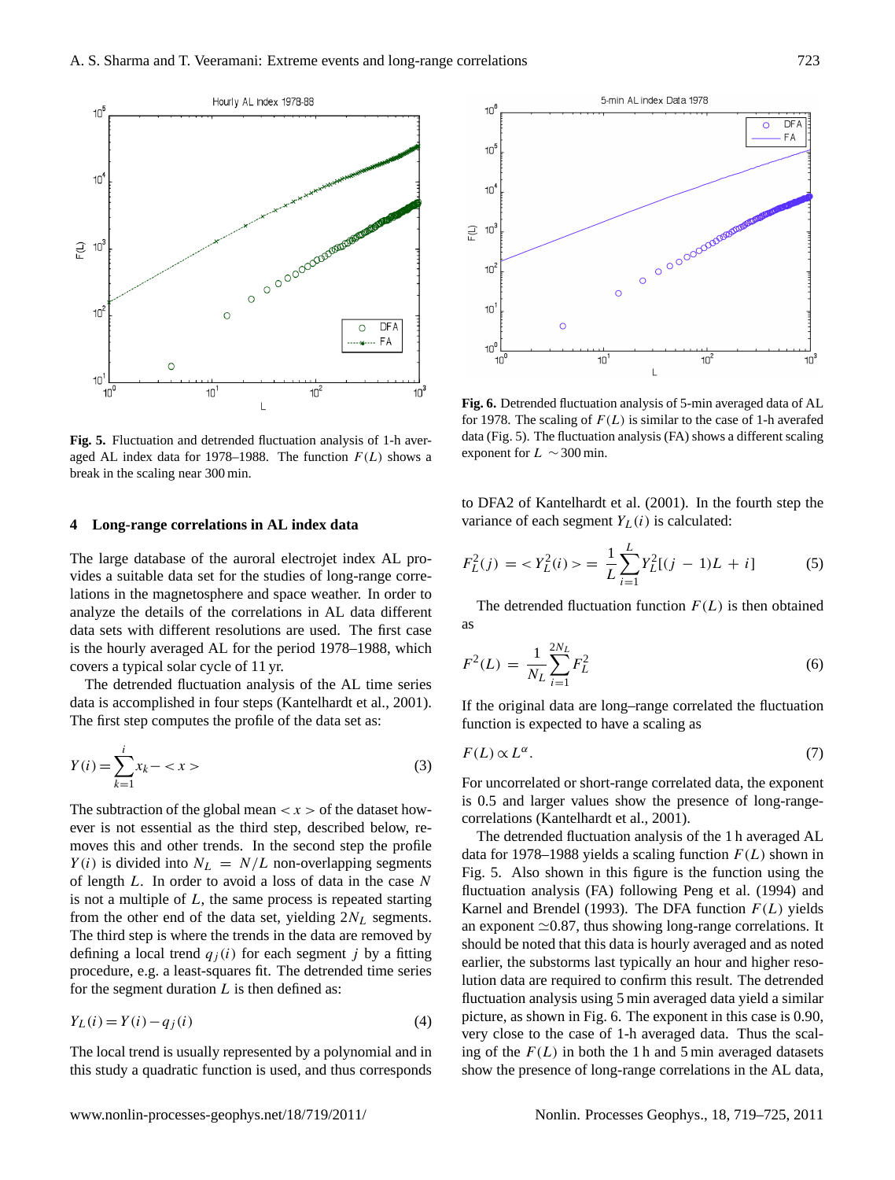**Fig. 5.** Fluctuation and detrended fluctuation analysis of 1-h averaged AL index data for 1978–1988. The function $F(L)$ shows a break in the scaling near 300 min.

**Fig. 6.** Detrended fluctuation analysis of 5-min averaged data of AL for 1978. The scaling of $F(L)$ is similar to the case of 1-h averafed data (Fig. 5). The fluctuation analysis (FA) shows a different scaling exponent for $L \sim 300$ min.

## 4 Long-range correlations in AL index data

The large database of the auroral electrojet index AL provides a suitable data set for the studies of long-range correlations in the magnetosphere and space weather. In order to analyze the details of the correlations in AL data different data sets with different resolutions are used. The first case is the hourly averaged AL for the period 1978–1988, which covers a typical solar cycle of 11 yr.

The detrended fluctuation analysis of the AL time series data is accomplished in four steps (Kantelhardt et al., 2001). The first step computes the profile of the data set as:

$$Y(i) = \sum_{k=1}^{i} x_k - <x> \tag{3}$$

The subtraction of the global mean $<x>$ of the dataset however is not essential as the third step, described below, removes this and other trends. In the second step the profile $Y(i)$ is divided into $N_L = N/L$ non-overlapping segments of length $L$. In order to avoid a loss of data in the case $N$ is not a multiple of $L$, the same process is repeated starting from the other end of the data set, yielding $2N_L$ segments. The third step is where the trends in the data are removed by defining a local trend $q_j(i)$ for each segment $j$ by a fitting procedure, e.g. a least-squares fit. The detrended time series for the segment duration $L$ is then defined as:

$$Y_L(i) = Y(i) - q_j(i) \tag{4}$$

The local trend is usually represented by a polynomial and in this study a quadratic function is used, and thus corresponds to DFA2 of Kantelhardt et al. (2001). In the fourth step the variance of each segment $Y_L(i)$ is calculated:

$$F_L^2(j) = <Y_L^2(i)> = \frac{1}{L}\sum_{i=1}^{L} Y_L^2[(j-1)L + i] \tag{5}$$

The detrended fluctuation function $F(L)$ is then obtained as

$$F^2(L) = \frac{1}{N_L}\sum_{i=1}^{2N_L} F_L^2 \tag{6}$$

If the original data are long–range correlated the fluctuation function is expected to have a scaling as

$$F(L) \propto L^{\alpha}. \tag{7}$$

For uncorrelated or short-range correlated data, the exponent is 0.5 and larger values show the presence of long-range-correlations (Kantelhardt et al., 2001).

The detrended fluctuation analysis of the 1 h averaged AL data for 1978–1088 yields a scaling function $F(L)$ shown in Fig. 5. Also shown in this figure is the function using the fluctuation analysis (FA) following Peng et al. (1994) and Karnel and Brendel (1993). The DFA function $F(L)$ yields an exponent $\simeq$0.87, thus showing long-range correlations. It should be noted that this data is hourly averaged and as noted earlier, the substorms last typically an hour and higher resolution data are required to confirm this result. The detrended fluctuation analysis using 5 min averaged data yield a similar picture, as shown in Fig. 6. The exponent in this case is 0.90, very close to the case of 1-h averaged data. Thus the scaling of the $F(L)$ in both the 1 h and 5 min averaged datasets show the presence of long-range correlations in the AL data,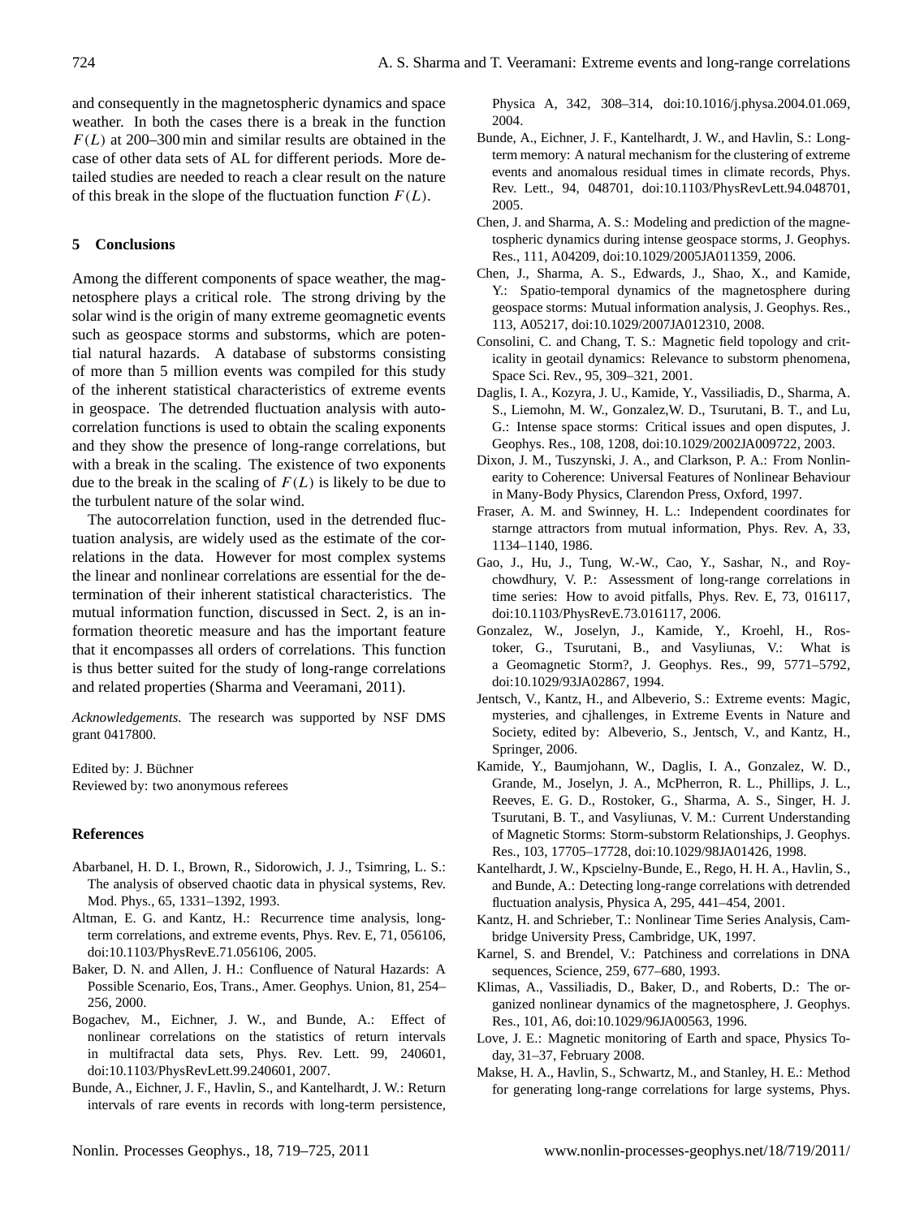and consequently in the magnetospheric dynamics and space weather. In both the cases there is a break in the function $F(L)$ at 200–300 min and similar results are obtained in the case of other data sets of AL for different periods. More detailed studies are needed to reach a clear result on the nature of this break in the slope of the fluctuation function $F(L)$.

## 5 Conclusions

Among the different components of space weather, the magnetosphere plays a critical role. The strong driving by the solar wind is the origin of many extreme geomagnetic events such as geospace storms and substorms, which are potential natural hazards. A database of substorms consisting of more than 5 million events was compiled for this study of the inherent statistical characteristics of extreme events in geospace. The detrended fluctuation analysis with autocorrelation functions is used to obtain the scaling exponents and they show the presence of long-range correlations, but with a break in the scaling. The existence of two exponents due to the break in the scaling of $F(L)$ is likely to be due to the turbulent nature of the solar wind.

The autocorrelation function, used in the detrended fluctuation analysis, are widely used as the estimate of the correlations in the data. However for most complex systems the linear and nonlinear correlations are essential for the determination of their inherent statistical characteristics. The mutual information function, discussed in Sect. 2, is an information theoretic measure and has the important feature that it encompasses all orders of correlations. This function is thus better suited for the study of long-range correlations and related properties (Sharma and Veeramani, 2011).

*Acknowledgements.* The research was supported by NSF DMS grant 0417800.

Edited by: J. Büchner
Reviewed by: two anonymous referees

## References

Abarbanel, H. D. I., Brown, R., Sidorowich, J. J., Tsimring, L. S.: The analysis of observed chaotic data in physical systems, Rev. Mod. Phys., 65, 1331–1392, 1993.

Altman, E. G. and Kantz, H.: Recurrence time analysis, long-term correlations, and extreme events, Phys. Rev. E, 71, 056106, doi:10.1103/PhysRevE.71.056106, 2005.

Baker, D. N. and Allen, J. H.: Confluence of Natural Hazards: A Possible Scenario, Eos, Trans., Amer. Geophys. Union, 81, 254–256, 2000.

Bogachev, M., Eichner, J. W., and Bunde, A.: Effect of nonlinear correlations on the statistics of return intervals in multifractal data sets, Phys. Rev. Lett. 99, 240601, doi:10.1103/PhysRevLett.99.240601, 2007.

Bunde, A., Eichner, J. F., Havlin, S., and Kantelhardt, J. W.: Return intervals of rare events in records with long-term persistence, Physica A, 342, 308–314, doi:10.1016/j.physa.2004.01.069, 2004.

Bunde, A., Eichner, J. F., Kantelhardt, J. W., and Havlin, S.: Long-term memory: A natural mechanism for the clustering of extreme events and anomalous residual times in climate records, Phys. Rev. Lett., 94, 048701, doi:10.1103/PhysRevLett.94.048701, 2005.

Chen, J. and Sharma, A. S.: Modeling and prediction of the magnetospheric dynamics during intense geospace storms, J. Geophys. Res., 111, A04209, doi:10.1029/2005JA011359, 2006.

Chen, J., Sharma, A. S., Edwards, J., Shao, X., and Kamide, Y.: Spatio-temporal dynamics of the magnetosphere during geospace storms: Mutual information analysis, J. Geophys. Res., 113, A05217, doi:10.1029/2007JA012310, 2008.

Consolini, C. and Chang, T. S.: Magnetic field topology and criticality in geotail dynamics: Relevance to substorm phenomena, Space Sci. Rev., 95, 309–321, 2001.

Daglis, I. A., Kozyra, J. U., Kamide, Y., Vassiliadis, D., Sharma, A. S., Liemohn, M. W., Gonzalez,W. D., Tsurutani, B. T., and Lu, G.: Intense space storms: Critical issues and open disputes, J. Geophys. Res., 108, 1208, doi:10.1029/2002JA009722, 2003.

Dixon, J. M., Tuszynski, J. A., and Clarkson, P. A.: From Nonlinearity to Coherence: Universal Features of Nonlinear Behaviour in Many-Body Physics, Clarendon Press, Oxford, 1997.

Fraser, A. M. and Swinney, H. L.: Independent coordinates for starnge attractors from mutual information, Phys. Rev. A, 33, 1134–1140, 1986.

Gao, J., Hu, J., Tung, W.-W., Cao, Y., Sashar, N., and Roychowdhury, V. P.: Assessment of long-range correlations in time series: How to avoid pitfalls, Phys. Rev. E, 73, 016117, doi:10.1103/PhysRevE.73.016117, 2006.

Gonzalez, W., Joselyn, J., Kamide, Y., Kroehl, H., Rostoker, G., Tsurutani, B., and Vasyliunas, V.: What is a Geomagnetic Storm?, J. Geophys. Res., 99, 5771–5792, doi:10.1029/93JA02867, 1994.

Jentsch, V., Kantz, H., and Albeverio, S.: Extreme events: Magic, mysteries, and cjhallenges, in Extreme Events in Nature and Society, edited by: Albeverio, S., Jentsch, V., and Kantz, H., Springer, 2006.

Kamide, Y., Baumjohann, W., Daglis, I. A., Gonzalez, W. D., Grande, M., Joselyn, J. A., McPherron, R. L., Phillips, J. L., Reeves, E. G. D., Rostoker, G., Sharma, A. S., Singer, H. J. Tsurutani, B. T., and Vasyliunas, V. M.: Current Understanding of Magnetic Storms: Storm-substorm Relationships, J. Geophys. Res., 103, 17705–17728, doi:10.1029/98JA01426, 1998.

Kantelhardt, J. W., Kpscielny-Bunde, E., Rego, H. H. A., Havlin, S., and Bunde, A.: Detecting long-range correlations with detrended fluctuation analysis, Physica A, 295, 441–454, 2001.

Kantz, H. and Schrieber, T.: Nonlinear Time Series Analysis, Cambridge University Press, Cambridge, UK, 1997.

Karnel, S. and Brendel, V.: Patchiness and correlations in DNA sequences, Science, 259, 677–680, 1993.

Klimas, A., Vassiliadis, D., Baker, D., and Roberts, D.: The organized nonlinear dynamics of the magnetosphere, J. Geophys. Res., 101, A6, doi:10.1029/96JA00563, 1996.

Love, J. E.: Magnetic monitoring of Earth and space, Physics Today, 31–37, February 2008.

Makse, H. A., Havlin, S., Schwartz, M., and Stanley, H. E.: Method for generating long-range correlations for large systems, Phys.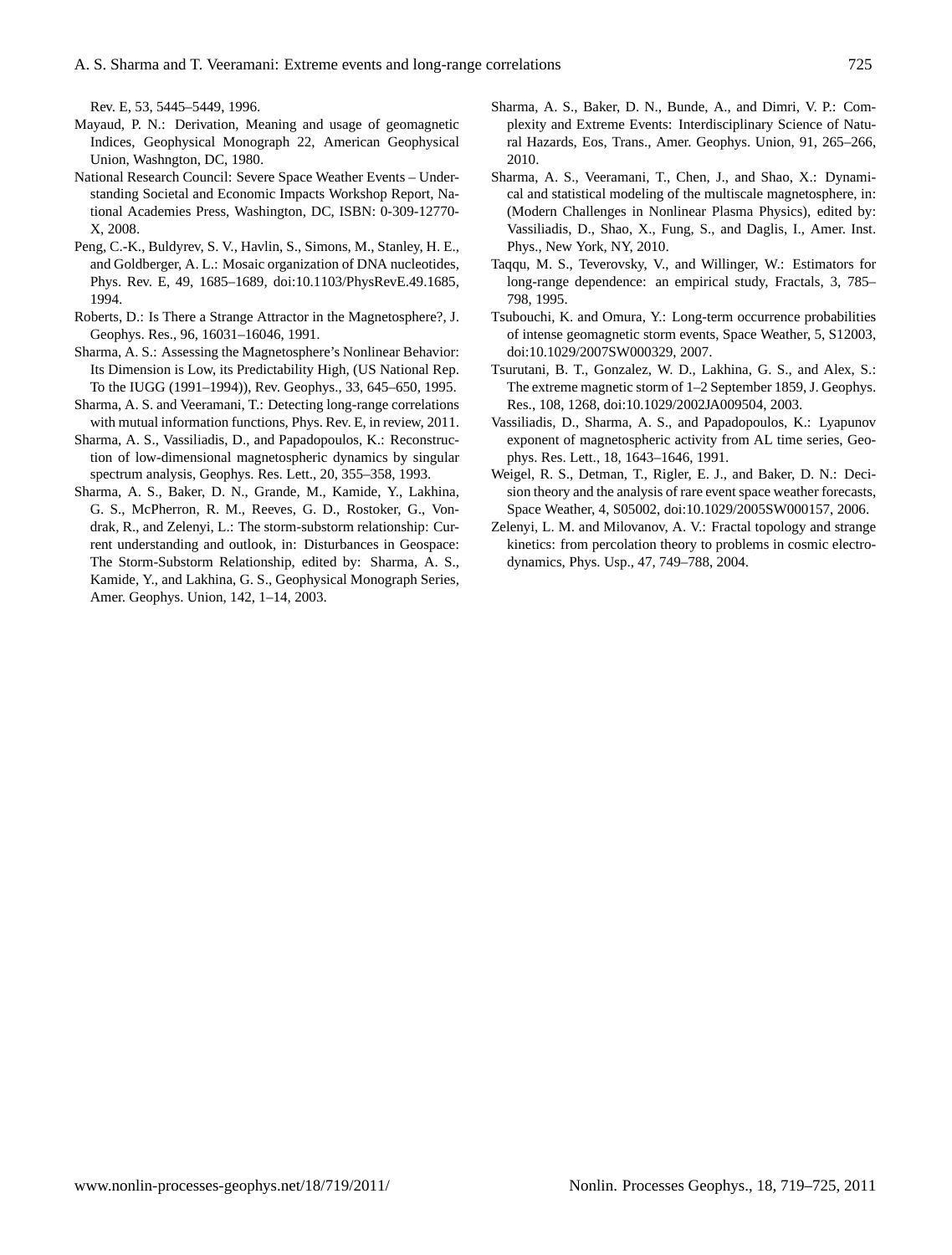Rev. E, 53, 5445–5449, 1996.

Mayaud, P. N.: Derivation, Meaning and usage of geomagnetic Indices, Geophysical Monograph 22, American Geophysical Union, Washngton, DC, 1980.

National Research Council: Severe Space Weather Events – Understanding Societal and Economic Impacts Workshop Report, National Academies Press, Washington, DC, ISBN: 0-309-12770-X, 2008.

Peng, C.-K., Buldyrev, S. V., Havlin, S., Simons, M., Stanley, H. E., and Goldberger, A. L.: Mosaic organization of DNA nucleotides, Phys. Rev. E, 49, 1685–1689, doi:10.1103/PhysRevE.49.1685, 1994.

Roberts, D.: Is There a Strange Attractor in the Magnetosphere?, J. Geophys. Res., 96, 16031–16046, 1991.

Sharma, A. S.: Assessing the Magnetosphere's Nonlinear Behavior: Its Dimension is Low, its Predictability High, (US National Rep. To the IUGG (1991–1994)), Rev. Geophys., 33, 645–650, 1995.

Sharma, A. S. and Veeramani, T.: Detecting long-range correlations with mutual information functions, Phys. Rev. E, in review, 2011.

Sharma, A. S., Vassiliadis, D., and Papadopoulos, K.: Reconstruction of low-dimensional magnetospheric dynamics by singular spectrum analysis, Geophys. Res. Lett., 20, 355–358, 1993.

Sharma, A. S., Baker, D. N., Grande, M., Kamide, Y., Lakhina, G. S., McPherron, R. M., Reeves, G. D., Rostoker, G., Vondrak, R., and Zelenyi, L.: The storm-substorm relationship: Current understanding and outlook, in: Disturbances in Geospace: The Storm-Substorm Relationship, edited by: Sharma, A. S., Kamide, Y., and Lakhina, G. S., Geophysical Monograph Series, Amer. Geophys. Union, 142, 1–14, 2003.

Sharma, A. S., Baker, D. N., Bunde, A., and Dimri, V. P.: Complexity and Extreme Events: Interdisciplinary Science of Natural Hazards, Eos, Trans., Amer. Geophys. Union, 91, 265–266, 2010.

Sharma, A. S., Veeramani, T., Chen, J., and Shao, X.: Dynamical and statistical modeling of the multiscale magnetosphere, in: (Modern Challenges in Nonlinear Plasma Physics), edited by: Vassiliadis, D., Shao, X., Fung, S., and Daglis, I., Amer. Inst. Phys., New York, NY, 2010.

Taqqu, M. S., Teverovsky, V., and Willinger, W.: Estimators for long-range dependence: an empirical study, Fractals, 3, 785–798, 1995.

Tsubouchi, K. and Omura, Y.: Long-term occurrence probabilities of intense geomagnetic storm events, Space Weather, 5, S12003, doi:10.1029/2007SW000329, 2007.

Tsurutani, B. T., Gonzalez, W. D., Lakhina, G. S., and Alex, S.: The extreme magnetic storm of 1–2 September 1859, J. Geophys. Res., 108, 1268, doi:10.1029/2002JA009504, 2003.

Vassiliadis, D., Sharma, A. S., and Papadopoulos, K.: Lyapunov exponent of magnetospheric activity from AL time series, Geophys. Res. Lett., 18, 1643–1646, 1991.

Weigel, R. S., Detman, T., Rigler, E. J., and Baker, D. N.: Decision theory and the analysis of rare event space weather forecasts, Space Weather, 4, S05002, doi:10.1029/2005SW000157, 2006.

Zelenyi, L. M. and Milovanov, A. V.: Fractal topology and strange kinetics: from percolation theory to problems in cosmic electrodynamics, Phys. Usp., 47, 749–788, 2004.